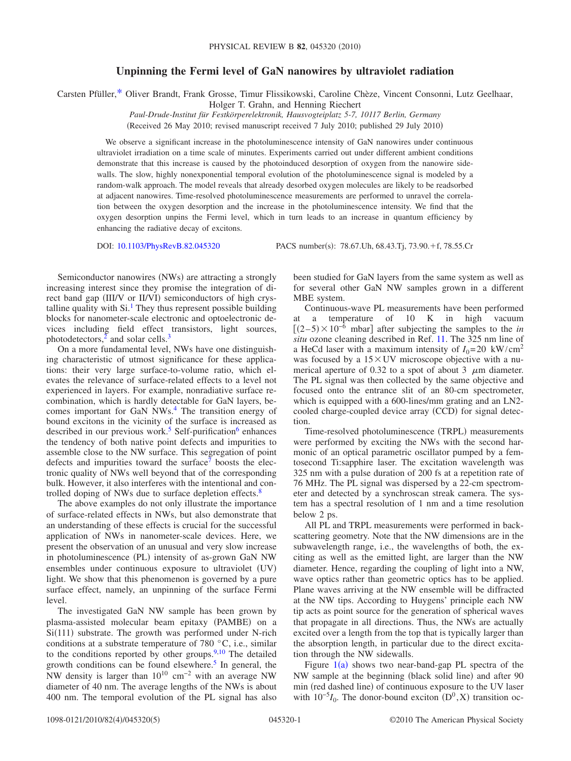# Unpinning the Fermi level of GaN nanowires by ultraviolet radiation

Carsten Pfüller,* Oliver Brandt, Frank Grosse, Timur Flissikowski, Caroline Chèze, Vincent Consonni, Lutz Geelhaar, Holger T. Grahn, and Henning Riechert

*Paul-Drude-Institut für Festkörperelektronik, Hausvogteiplatz 5-7, 10117 Berlin, Germany*

(Received 26 May 2010; revised manuscript received 7 July 2010; published 29 July 2010)

We observe a significant increase in the photoluminescence intensity of GaN nanowires under continuous ultraviolet irradiation on a time scale of minutes. Experiments carried out under different ambient conditions demonstrate that this increase is caused by the photoinduced desorption of oxygen from the nanowire sidewalls. The slow, highly nonexponential temporal evolution of the photoluminescence signal is modeled by a random-walk approach. The model reveals that already desorbed oxygen molecules are likely to be readsorbed at adjacent nanowires. Time-resolved photoluminescence measurements are performed to unravel the correlation between the oxygen desorption and the increase in the photoluminescence intensity. We find that the oxygen desorption unpins the Fermi level, which in turn leads to an increase in quantum efficiency by enhancing the radiative decay of excitons.

DOI: 10.1103/PhysRevB.82.045320 PACS number(s): 78.67.Uh, 68.43.Tj, 73.90.+f, 78.55.Cr

Semiconductor nanowires (NWs) are attracting a strongly increasing interest since they promise the integration of direct band gap (III/V or II/VI) semiconductors of high crystalline quality with Si.[1] They thus represent possible building blocks for nanometer-scale electronic and optoelectronic devices including field effect transistors, light sources, photodetectors,[2] and solar cells.[3]

On a more fundamental level, NWs have one distinguishing characteristic of utmost significance for these applications: their very large surface-to-volume ratio, which elevates the relevance of surface-related effects to a level not experienced in layers. For example, nonradiative surface recombination, which is hardly detectable for GaN layers, becomes important for GaN NWs.[4] The transition energy of bound excitons in the vicinity of the surface is increased as described in our previous work.[5] Self-purification[6] enhances the tendency of both native point defects and impurities to assemble close to the NW surface. This segregation of point defects and impurities toward the surface[7] boosts the electronic quality of NWs well beyond that of the corresponding bulk. However, it also interferes with the intentional and controlled doping of NWs due to surface depletion effects.[8]

The above examples do not only illustrate the importance of surface-related effects in NWs, but also demonstrate that an understanding of these effects is crucial for the successful application of NWs in nanometer-scale devices. Here, we present the observation of an unusual and very slow increase in photoluminescence (PL) intensity of as-grown GaN NW ensembles under continuous exposure to ultraviolet (UV) light. We show that this phenomenon is governed by a pure surface effect, namely, an unpinning of the surface Fermi level.

The investigated GaN NW sample has been grown by plasma-assisted molecular beam epitaxy (PAMBE) on a Si(111) substrate. The growth was performed under N-rich conditions at a substrate temperature of 780 °C, i.e., similar to the conditions reported by other groups.[9,10] The detailed growth conditions can be found elsewhere.[5] In general, the NW density is larger than $10^{10}$ cm$^{-2}$ with an average NW diameter of 40 nm. The average lengths of the NWs is about 400 nm. The temporal evolution of the PL signal has also been studied for GaN layers from the same system as well as for several other GaN NW samples grown in a different MBE system.

Continuous-wave PL measurements have been performed at a temperature of 10 K in high vacuum [$(2-5)\times 10^{-6}$ mbar] after subjecting the samples to the *in situ* ozone cleaning described in Ref. 11. The 325 nm line of a HeCd laser with a maximum intensity of $I_0 = 20$ kW/cm$^2$ was focused by a 15× UV microscope objective with a numerical aperture of 0.32 to a spot of about 3 $\mu$m diameter. The PL signal was then collected by the same objective and focused onto the entrance slit of an 80-cm spectrometer, which is equipped with a 600-lines/mm grating and an LN2-cooled charge-coupled device array (CCD) for signal detection.

Time-resolved photoluminescence (TRPL) measurements were performed by exciting the NWs with the second harmonic of an optical parametric oscillator pumped by a femtosecond Ti:sapphire laser. The excitation wavelength was 325 nm with a pulse duration of 200 fs at a repetition rate of 76 MHz. The PL signal was dispersed by a 22-cm spectrometer and detected by a synchroscan streak camera. The system has a spectral resolution of 1 nm and a time resolution below 2 ps.

All PL and TRPL measurements were performed in backscattering geometry. Note that the NW dimensions are in the subwavelength range, i.e., the wavelengths of both, the exciting as well as the emitted light, are larger than the NW diameter. Hence, regarding the coupling of light into a NW, wave optics rather than geometric optics has to be applied. Plane waves arriving at the NW ensemble will be diffracted at the NW tips. According to Huygens' principle each NW tip acts as point source for the generation of spherical waves that propagate in all directions. Thus, the NWs are actually excited over a length from the top that is typically larger than the absorption length, in particular due to the direct excitation through the NW sidewalls.

Figure 1(a) shows two near-band-gap PL spectra of the NW sample at the beginning (black solid line) and after 90 min (red dashed line) of continuous exposure to the UV laser with $10^{-5}I_0$. The donor-bound exciton $(D^0,X)$ transition oc-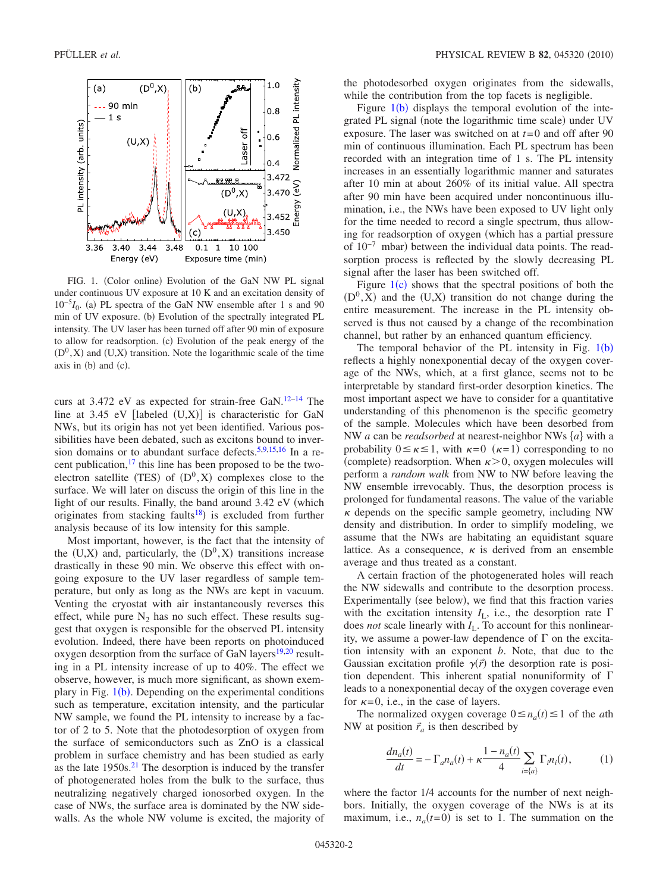(a) (D$^0$,X)
90 min
1 s
(U,X)
PL intensity (arb. units)
3.36 3.40 3.44 3.48
Energy (eV)

(b)
Laser off
1.0
0.8
0.6
0.4
Normalized PL intensity
3.472
3.470
(D$^0$,X)
(U,X)
3.452
3.450
Energy (eV)
(c)
0.1 1 10 100
Exposure time (min)

FIG. 1. (Color online) Evolution of the GaN NW PL signal under continuous UV exposure at 10 K and an excitation density of $10^{-5}I_0$. (a) PL spectra of the GaN NW ensemble after 1 s and 90 min of UV exposure. (b) Evolution of the spectrally integrated PL intensity. The UV laser has been turned off after 90 min of exposure to allow for readsorption. (c) Evolution of the peak energy of the (D$^0$,X) and (U,X) transition. Note the logarithmic scale of the time axis in (b) and (c).

curs at 3.472 eV as expected for strain-free GaN.[12–14] The line at 3.45 eV [labeled (U,X)] is characteristic for GaN NWs, but its origin has not yet been identified. Various possibilities have been debated, such as excitons bound to inversion domains or to abundant surface defects.[5,9,15,16] In a recent publication,[17] this line has been proposed to be the two-electron satellite (TES) of (D$^0$,X) complexes close to the surface. We will later on discuss the origin of this line in the light of our results. Finally, the band around 3.42 eV (which originates from stacking faults[18]) is excluded from further analysis because of its low intensity for this sample.

Most important, however, is the fact that the intensity of the (U,X) and, particularly, the (D$^0$,X) transitions increase drastically in these 90 min. We observe this effect with ongoing exposure to the UV laser regardless of sample temperature, but only as long as the NWs are kept in vacuum. Venting the cryostat with air instantaneously reverses this effect, while pure $N_2$ has no such effect. These results suggest that oxygen is responsible for the observed PL intensity evolution. Indeed, there have been reports on photoinduced oxygen desorption from the surface of GaN layers[19,20] resulting in a PL intensity increase of up to 40%. The effect we observe, however, is much more significant, as shown exemplary in Fig. 1(b). Depending on the experimental conditions such as temperature, excitation intensity, and the particular NW sample, we found the PL intensity to increase by a factor of 2 to 5. Note that the photodesorption of oxygen from the surface of semiconductors such as ZnO is a classical problem in surface chemistry and has been studied as early as the late 1950s.[21] The desorption is induced by the transfer of photogenerated holes from the bulk to the surface, thus neutralizing negatively charged ionosorbed oxygen. In the case of NWs, the surface area is dominated by the NW sidewalls. As the whole NW volume is excited, the majority of the photodesorbed oxygen originates from the sidewalls, while the contribution from the top facets is negligible.

Figure 1(b) displays the temporal evolution of the integrated PL signal (note the logarithmic time scale) under UV exposure. The laser was switched on at $t=0$ and off after 90 min of continuous illumination. Each PL spectrum has been recorded with an integration time of 1 s. The PL intensity increases in an essentially logarithmic manner and saturates after 10 min at about 260% of its initial value. All spectra after 90 min have been acquired under noncontinuous illumination, i.e., the NWs have been exposed to UV light only for the time needed to record a single spectrum, thus allowing for readsorption of oxygen (which has a partial pressure of $10^{-7}$ mbar) between the individual data points. The readsorption process is reflected by the slowly decreasing PL signal after the laser has been switched off.

Figure 1(c) shows that the spectral positions of both the (D$^0$,X) and the (U,X) transition do not change during the entire measurement. The increase in the PL intensity observed is thus not caused by a change of the recombination channel, but rather by an enhanced quantum efficiency.

The temporal behavior of the PL intensity in Fig. 1(b) reflects a highly nonexponential decay of the oxygen coverage of the NWs, which, at a first glance, seems not to be interpretable by standard first-order desorption kinetics. The most important aspect we have to consider for a quantitative understanding of this phenomenon is the specific geometry of the sample. Molecules which have been desorbed from NW $a$ can be *readsorbed* at nearest-neighbor NWs $\{a\}$ with a probability $0 \leq \kappa \leq 1$, with $\kappa=0$ ($\kappa=1$) corresponding to no (complete) readsorption. When $\kappa > 0$, oxygen molecules will perform a *random walk* from NW to NW before leaving the NW ensemble irrevocably. Thus, the desorption process is prolonged for fundamental reasons. The value of the variable $\kappa$ depends on the specific sample geometry, including NW density and distribution. In order to simplify modeling, we assume that the NWs are habitating an equidistant square lattice. As a consequence, $\kappa$ is derived from an ensemble average and thus treated as a constant.

A certain fraction of the photogenerated holes will reach the NW sidewalls and contribute to the desorption process. Experimentally (see below), we find that this fraction varies with the excitation intensity $I_L$, i.e., the desorption rate $\Gamma$ does *not* scale linearly with $I_L$. To account for this nonlinearity, we assume a power-law dependence of $\Gamma$ on the excitation intensity with an exponent $b$. Note, that due to the Gaussian excitation profile $\gamma(\vec{r})$ the desorption rate is position dependent. This inherent spatial nonuniformity of $\Gamma$ leads to a nonexponential decay of the oxygen coverage even for $\kappa=0$, i.e., in the case of layers.

The normalized oxygen coverage $0 \leq n_a(t) \leq 1$ of the $a$th NW at position $\vec{r}_a$ is then described by

$$\frac{dn_a(t)}{dt} = -\Gamma_a n_a(t) + \kappa \frac{1-n_a(t)}{4} \sum_{i=\{a\}} \Gamma_i n_i(t), \qquad (1)$$

where the factor 1/4 accounts for the number of next neighbors. Initially, the oxygen coverage of the NWs is at its maximum, i.e., $n_a(t=0)$ is set to 1. The summation on the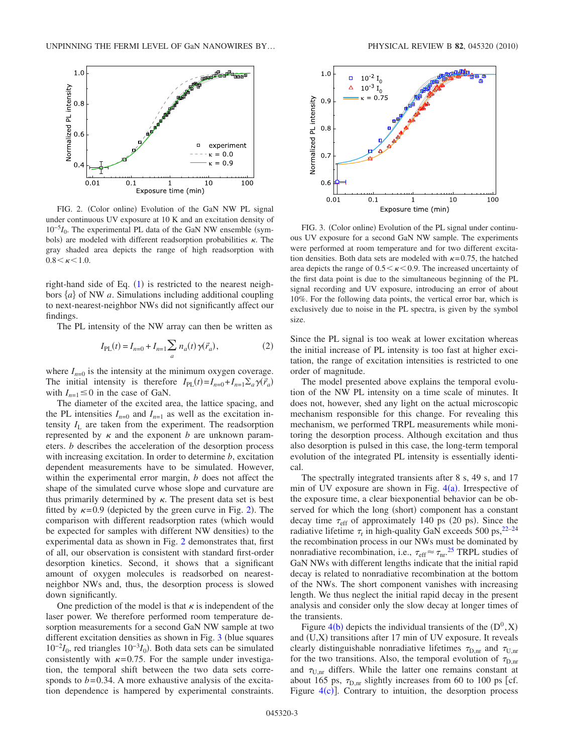1.0

0.8

0.6

0.4

Normalized PL intensity

0.01 0.1 1 10 100

Exposure time (min)

experiment

κ = 0.0

κ = 0.9

FIG. 2. (Color online) Evolution of the GaN NW PL signal under continuous UV exposure at 10 K and an excitation density of $10^{-5}I_0$. The experimental PL data of the GaN NW ensemble (symbols) are modeled with different readsorption probabilities $\kappa$. The gray shaded area depicts the range of high readsorption with $0.8<\kappa<1.0$.

right-hand side of Eq. (1) is restricted to the nearest neighbors $\{a\}$ of NW $a$. Simulations including additional coupling to next-nearest-neighbor NWs did not significantly affect our findings.

The PL intensity of the NW array can then be written as

$$I_{\mathrm{PL}}(t) = I_{n=0} + I_{n=1}\sum_{a} n_a(t)\,\gamma(\vec{r}_a), \tag{2}$$

where $I_{n=0}$ is the intensity at the minimum oxygen coverage. The initial intensity is therefore $I_{\mathrm{PL}}(t)=I_{n=0}+I_{n=1}\Sigma_a\gamma(\vec{r}_a)$ with $I_{n=1}\leq 0$ in the case of GaN.

The diameter of the excited area, the lattice spacing, and the PL intensities $I_{n=0}$ and $I_{n=1}$ as well as the excitation intensity $I_L$ are taken from the experiment. The readsorption represented by $\kappa$ and the exponent $b$ are unknown parameters. $b$ describes the acceleration of the desorption process with increasing excitation. In order to determine $b$, excitation dependent measurements have to be simulated. However, within the experimental error margin, $b$ does not affect the shape of the simulated curve whose slope and curvature are thus primarily determined by $\kappa$. The present data set is best fitted by $\kappa=0.9$ (depicted by the green curve in Fig. 2). The comparison with different readsorption rates (which would be expected for samples with different NW densities) to the experimental data as shown in Fig. 2 demonstrates that, first of all, our observation is consistent with standard first-order desorption kinetics. Second, it shows that a significant amount of oxygen molecules is readsorbed on nearest-neighbor NWs and, thus, the desorption process is slowed down significantly.

One prediction of the model is that $\kappa$ is independent of the laser power. We therefore performed room temperature desorption measurements for a second GaN NW sample at two different excitation densities as shown in Fig. 3 (blue squares $10^{-2}I_0$, red triangles $10^{-3}I_0$). Both data sets can be simulated consistently with $\kappa=0.75$. For the sample under investigation, the temporal shift between the two data sets corresponds to $b=0.34$. A more exhaustive analysis of the excitation dependence is hampered by experimental constraints.

1.0

0.9

0.8

0.7

0.6

Normalized PL intensity

0.01 0.1 1 10 100

Exposure time (min)

$10^{-2}$ $I_0$

$10^{-3}$ $I_0$

κ = 0.75

FIG. 3. (Color online) Evolution of the PL signal under continuous UV exposure for a second GaN NW sample. The experiments were performed at room temperature and for two different excitation densities. Both data sets are modeled with $\kappa=0.75$, the hatched area depicts the range of $0.5<\kappa<0.9$. The increased uncertainty of the first data point is due to the simultaneous beginning of the PL signal recording and UV exposure, introducing an error of about 10%. For the following data points, the vertical error bar, which is exclusively due to noise in the PL spectra, is given by the symbol size.

Since the PL signal is too weak at lower excitation whereas the initial increase of PL intensity is too fast at higher excitation, the range of excitation intensities is restricted to one order of magnitude.

The model presented above explains the temporal evolution of the NW PL intensity on a time scale of minutes. It does not, however, shed any light on the actual microscopic mechanism responsible for this change. For revealing this mechanism, we performed TRPL measurements while monitoring the desorption process. Although excitation and thus also desorption is pulsed in this case, the long-term temporal evolution of the integrated PL intensity is essentially identical.

The spectrally integrated transients after 8 s, 49 s, and 17 min of UV exposure are shown in Fig. 4(a). Irrespective of the exposure time, a clear biexponential behavior can be observed for which the long (short) component has a constant decay time $\tau_{\mathrm{eff}}$ of approximately 140 ps (20 ps). Since the radiative lifetime $\tau_r$ in high-quality GaN exceeds 500 ps,[22–24] the recombination process in our NWs must be dominated by nonradiative recombination, i.e., $\tau_{\mathrm{eff}}\approx\tau_{\mathrm{nr}}$.[25] TRPL studies of GaN NWs with different lengths indicate that the initial rapid decay is related to nonradiative recombination at the bottom of the NWs. The short component vanishes with increasing length. We thus neglect the initial rapid decay in the present analysis and consider only the slow decay at longer times of the transients.

Figure 4(b) depicts the individual transients of the $(D^0,X)$ and (U,X) transitions after 17 min of UV exposure. It reveals clearly distinguishable nonradiative lifetimes $\tau_{\mathrm{D,nr}}$ and $\tau_{\mathrm{U,nr}}$ for the two transitions. Also, the temporal evolution of $\tau_{\mathrm{D,nr}}$ and $\tau_{\mathrm{U,nr}}$ differs. While the latter one remains constant at about 165 ps, $\tau_{\mathrm{D,nr}}$ slightly increases from 60 to 100 ps [cf. Figure 4(c)]. Contrary to intuition, the desorption process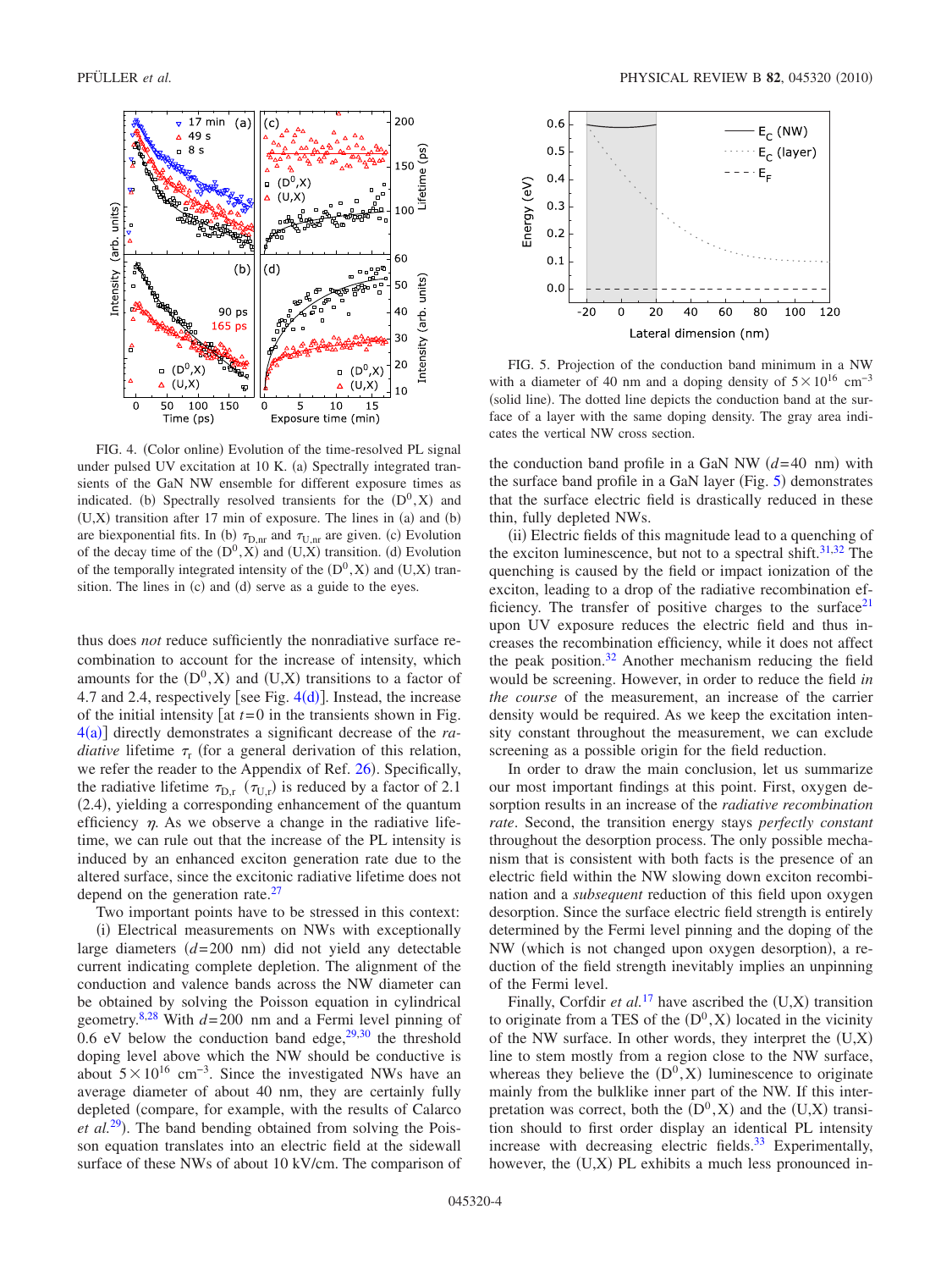17 min (a)
49 s
8 s

Intensity (arb. units)

(b)
90 ps
165 ps
$(D^0,X)$
$(U,X)$

0 50 100 150
Time (ps)

(c)
$(D^0,X)$
$(U,X)$
200
150
100
Lifetime (ps)

(d)
60
50
40
30
20
10
Intensity (arb. units)
$(D^0,X)$
$(U,X)$
0 5 10 15
Exposure time (min)

FIG. 4. (Color online) Evolution of the time-resolved PL signal under pulsed UV excitation at 10 K. (a) Spectrally integrated transients of the GaN NW ensemble for different exposure times as indicated. (b) Spectrally resolved transients for the $(D^0,X)$ and $(U,X)$ transition after 17 min of exposure. The lines in (a) and (b) are biexponential fits. In (b) $\tau_{D,nr}$ and $\tau_{U,nr}$ are given. (c) Evolution of the decay time of the $(D^0,X)$ and $(U,X)$ transition. (d) Evolution of the temporally integrated intensity of the $(D^0,X)$ and $(U,X)$ transition. The lines in (c) and (d) serve as a guide to the eyes.

thus does *not* reduce sufficiently the nonradiative surface recombination to account for the increase of intensity, which amounts for the $(D^0,X)$ and $(U,X)$ transitions to a factor of 4.7 and 2.4, respectively [see Fig. 4(d)]. Instead, the increase of the initial intensity [at $t=0$ in the transients shown in Fig. 4(a)] directly demonstrates a significant decrease of the *radiative* lifetime $\tau_r$ (for a general derivation of this relation, we refer the reader to the Appendix of Ref. 26). Specifically, the radiative lifetime $\tau_{D,r}$ ($\tau_{U,r}$) is reduced by a factor of 2.1 (2.4), yielding a corresponding enhancement of the quantum efficiency $\eta$. As we observe a change in the radiative lifetime, we can rule out that the increase of the PL intensity is induced by an enhanced exciton generation rate due to the altered surface, since the excitonic radiative lifetime does not depend on the generation rate.[27]

Two important points have to be stressed in this context: (i) Electrical measurements on NWs with exceptionally large diameters ($d=200$ nm) did not yield any detectable current indicating complete depletion. The alignment of the conduction and valence bands across the NW diameter can be obtained by solving the Poisson equation in cylindrical geometry.[8,28] With $d=200$ nm and a Fermi level pinning of 0.6 eV below the conduction band edge,[29,30] the threshold doping level above which the NW should be conductive is about $5\times10^{16}$ cm$^{-3}$. Since the investigated NWs have an average diameter of about 40 nm, they are certainly fully depleted (compare, for example, with the results of Calarco *et al.*[29]). The band bending obtained from solving the Poisson equation translates into an electric field at the sidewall surface of these NWs of about 10 kV/cm. The comparison of

0.6
0.5
0.4
0.3
0.2
0.1
0.0
Energy (eV)
$E_C$ (NW)
$E_C$ (layer)
$E_F$
-20 0 20 40 60 80 100 120
Lateral dimension (nm)

FIG. 5. Projection of the conduction band minimum in a NW with a diameter of 40 nm and a doping density of $5\times10^{16}$ cm$^{-3}$ (solid line). The dotted line depicts the conduction band at the surface of a layer with the same doping density. The gray area indicates the vertical NW cross section.

the conduction band profile in a GaN NW ($d=40$ nm) with the surface band profile in a GaN layer (Fig. 5) demonstrates that the surface electric field is drastically reduced in these thin, fully depleted NWs.

(ii) Electric fields of this magnitude lead to a quenching of the exciton luminescence, but not to a spectral shift.[31,32] The quenching is caused by the field or impact ionization of the exciton, leading to a drop of the radiative recombination efficiency. The transfer of positive charges to the surface[21] upon UV exposure reduces the electric field and thus increases the recombination efficiency, while it does not affect the peak position.[32] Another mechanism reducing the field would be screening. However, in order to reduce the field *in the course* of the measurement, an increase of the carrier density would be required. As we keep the excitation intensity constant throughout the measurement, we can exclude screening as a possible origin for the field reduction.

In order to draw the main conclusion, let us summarize our most important findings at this point. First, oxygen desorption results in an increase of the *radiative recombination rate*. Second, the transition energy stays *perfectly constant* throughout the desorption process. The only possible mechanism that is consistent with both facts is the presence of an electric field within the NW slowing down exciton recombination and a *subsequent* reduction of this field upon oxygen desorption. Since the surface electric field strength is entirely determined by the Fermi level pinning and the doping of the NW (which is not changed upon oxygen desorption), a reduction of the field strength inevitably implies an unpinning of the Fermi level.

Finally, Corfdir *et al.*[17] have ascribed the $(U,X)$ transition to originate from a TES of the $(D^0,X)$ located in the vicinity of the NW surface. In other words, they interpret the $(U,X)$ line to stem mostly from a region close to the NW surface, whereas they believe the $(D^0,X)$ luminescence to originate mainly from the bulklike inner part of the NW. If this interpretation was correct, both the $(D^0,X)$ and the $(U,X)$ transition should to first order display an identical PL intensity increase with decreasing electric fields.[33] Experimentally, however, the $(U,X)$ PL exhibits a much less pronounced in-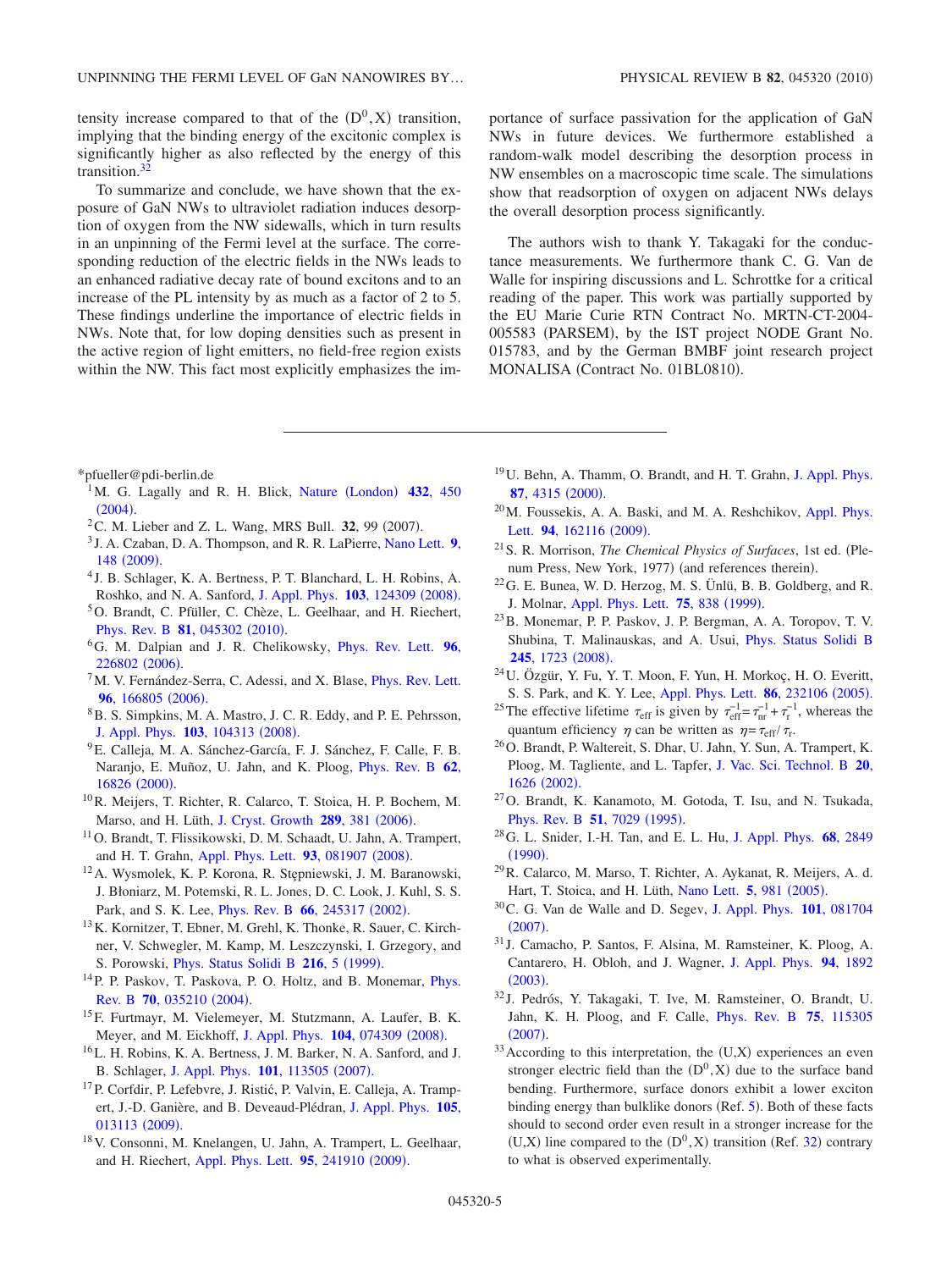tensity increase compared to that of the $(D^0,X)$ transition, implying that the binding energy of the excitonic complex is significantly higher as also reflected by the energy of this transition.[32]

To summarize and conclude, we have shown that the exposure of GaN NWs to ultraviolet radiation induces desorption of oxygen from the NW sidewalls, which in turn results in an unpinning of the Fermi level at the surface. The corresponding reduction of the electric fields in the NWs leads to an enhanced radiative decay rate of bound excitons and to an increase of the PL intensity by as much as a factor of 2 to 5. These findings underline the importance of electric fields in NWs. Note that, for low doping densities such as present in the active region of light emitters, no field-free region exists within the NW. This fact most explicitly emphasizes the importance of surface passivation for the application of GaN NWs in future devices. We furthermore established a random-walk model describing the desorption process in NW ensembles on a macroscopic time scale. The simulations show that readsorption of oxygen on adjacent NWs delays the overall desorption process significantly.

The authors wish to thank Y. Takagaki for the conductance measurements. We furthermore thank C. G. Van de Walle for inspiring discussions and L. Schrottke for a critical reading of the paper. This work was partially supported by the EU Marie Curie RTN Contract No. MRTN-CT-2004-005583 (PARSEM), by the IST project NODE Grant No. 015783, and by the German BMBF joint research project MONALISA (Contract No. 01BL0810).

---

*pfueller@pdi-berlin.de

[1] M. G. Lagally and R. H. Blick, Nature (London) **432**, 450 (2004).

[2] C. M. Lieber and Z. L. Wang, MRS Bull. **32**, 99 (2007).

[3] J. A. Czaban, D. A. Thompson, and R. R. LaPierre, Nano Lett. **9**, 148 (2009).

[4] J. B. Schlager, K. A. Bertness, P. T. Blanchard, L. H. Robins, A. Roshko, and N. A. Sanford, J. Appl. Phys. **103**, 124309 (2008).

[5] O. Brandt, C. Pfüller, C. Chèze, L. Geelhaar, and H. Riechert, Phys. Rev. B **81**, 045302 (2010).

[6] G. M. Dalpian and J. R. Chelikowsky, Phys. Rev. Lett. **96**, 226802 (2006).

[7] M. V. Fernández-Serra, C. Adessi, and X. Blase, Phys. Rev. Lett. **96**, 166805 (2006).

[8] B. S. Simpkins, M. A. Mastro, J. C. R. Eddy, and P. E. Pehrsson, J. Appl. Phys. **103**, 104313 (2008).

[9] E. Calleja, M. A. Sánchez-García, F. J. Sánchez, F. Calle, F. B. Naranjo, E. Muñoz, U. Jahn, and K. Ploog, Phys. Rev. B **62**, 16826 (2000).

[10] R. Meijers, T. Richter, R. Calarco, T. Stoica, H. P. Bochem, M. Marso, and H. Lüth, J. Cryst. Growth **289**, 381 (2006).

[11] O. Brandt, T. Flissikowski, D. M. Schaadt, U. Jahn, A. Trampert, and H. T. Grahn, Appl. Phys. Lett. **93**, 081907 (2008).

[12] A. Wysmolek, K. P. Korona, R. Stępniewski, J. M. Baranowski, J. Błoniarz, M. Potemski, R. L. Jones, D. C. Look, J. Kuhl, S. S. Park, and S. K. Lee, Phys. Rev. B **66**, 245317 (2002).

[13] K. Kornitzer, T. Ebner, M. Grehl, K. Thonke, R. Sauer, C. Kirchner, V. Schwegler, M. Kamp, M. Leszczynski, I. Grzegory, and S. Porowski, Phys. Status Solidi B **216**, 5 (1999).

[14] P. P. Paskov, T. Paskova, P. O. Holtz, and B. Monemar, Phys. Rev. B **70**, 035210 (2004).

[15] F. Furtmayr, M. Vielemeyer, M. Stutzmann, A. Laufer, B. K. Meyer, and M. Eickhoff, J. Appl. Phys. **104**, 074309 (2008).

[16] L. H. Robins, K. A. Bertness, J. M. Barker, N. A. Sanford, and J. B. Schlager, J. Appl. Phys. **101**, 113505 (2007).

[17] P. Corfdir, P. Lefebvre, J. Ristić, P. Valvin, E. Calleja, A. Trampert, J.-D. Ganière, and B. Deveaud-Plédran, J. Appl. Phys. **105**, 013113 (2009).

[18] V. Consonni, M. Knelangen, U. Jahn, A. Trampert, L. Geelhaar, and H. Riechert, Appl. Phys. Lett. **95**, 241910 (2009).

[19] U. Behn, A. Thamm, O. Brandt, and H. T. Grahn, J. Appl. Phys. **87**, 4315 (2000).

[20] M. Foussekis, A. A. Baski, and M. A. Reshchikov, Appl. Phys. Lett. **94**, 162116 (2009).

[21] S. R. Morrison, *The Chemical Physics of Surfaces*, 1st ed. (Plenum Press, New York, 1977) (and references therein).

[22] G. E. Bunea, W. D. Herzog, M. S. Ünlü, B. B. Goldberg, and R. J. Molnar, Appl. Phys. Lett. **75**, 838 (1999).

[23] B. Monemar, P. P. Paskov, J. P. Bergman, A. A. Toropov, T. V. Shubina, T. Malinauskas, and A. Usui, Phys. Status Solidi B **245**, 1723 (2008).

[24] U. Özgür, Y. Fu, Y. T. Moon, F. Yun, H. Morkoç, H. O. Everitt, S. S. Park, and K. Y. Lee, Appl. Phys. Lett. **86**, 232106 (2005).

[25] The effective lifetime $\tau_{\mathrm{eff}}$ is given by $\tau_{\mathrm{eff}}^{-1}=\tau_{\mathrm{nr}}^{-1}+\tau_{\mathrm{r}}^{-1}$, whereas the quantum efficiency $\eta$ can be written as $\eta=\tau_{\mathrm{eff}}/\tau_{\mathrm{r}}$.

[26] O. Brandt, P. Waltereit, S. Dhar, U. Jahn, Y. Sun, A. Trampert, K. Ploog, M. Tagliente, and L. Tapfer, J. Vac. Sci. Technol. B **20**, 1626 (2002).

[27] O. Brandt, K. Kanamoto, M. Gotoda, T. Isu, and N. Tsukada, Phys. Rev. B **51**, 7029 (1995).

[28] G. L. Snider, I.-H. Tan, and E. L. Hu, J. Appl. Phys. **68**, 2849 (1990).

[29] R. Calarco, M. Marso, T. Richter, A. Aykanat, R. Meijers, A. d. Hart, T. Stoica, and H. Lüth, Nano Lett. **5**, 981 (2005).

[30] C. G. Van de Walle and D. Segev, J. Appl. Phys. **101**, 081704 (2007).

[31] J. Camacho, P. Santos, F. Alsina, M. Ramsteiner, K. Ploog, A. Cantarero, H. Obloh, and J. Wagner, J. Appl. Phys. **94**, 1892 (2003).

[32] J. Pedrós, Y. Takagaki, T. Ive, M. Ramsteiner, O. Brandt, U. Jahn, K. H. Ploog, and F. Calle, Phys. Rev. B **75**, 115305 (2007).

[33] According to this interpretation, the (U,X) experiences an even stronger electric field than the $(D^0,X)$ due to the surface band bending. Furthermore, surface donors exhibit a lower exciton binding energy than bulklike donors (Ref. 5). Both of these facts should to second order even result in a stronger increase for the (U,X) line compared to the $(D^0,X)$ transition (Ref. 32) contrary to what is observed experimentally.